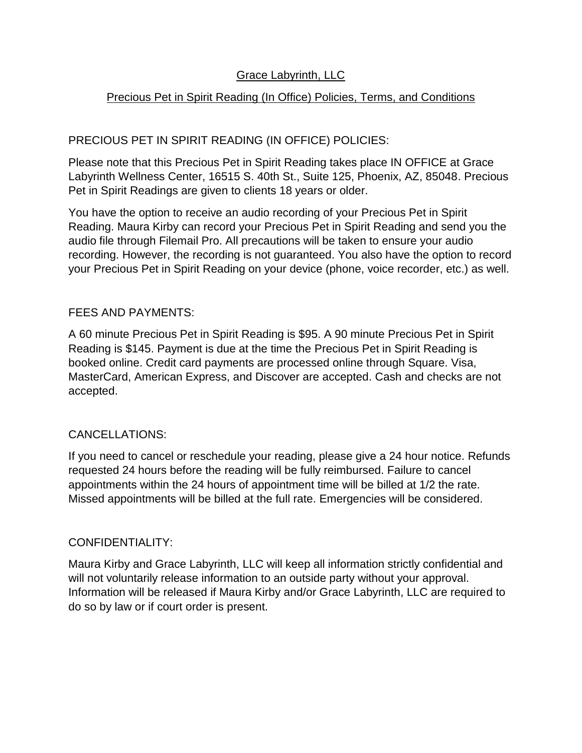# Grace Labyrinth, LLC

## Precious Pet in Spirit Reading (In Office) Policies, Terms, and Conditions

### PRECIOUS PET IN SPIRIT READING (IN OFFICE) POLICIES:

Please note that this Precious Pet in Spirit Reading takes place IN OFFICE at Grace Labyrinth Wellness Center, 16515 S. 40th St., Suite 125, Phoenix, AZ, 85048. Precious Pet in Spirit Readings are given to clients 18 years or older.

You have the option to receive an audio recording of your Precious Pet in Spirit Reading. Maura Kirby can record your Precious Pet in Spirit Reading and send you the audio file through Filemail Pro. All precautions will be taken to ensure your audio recording. However, the recording is not guaranteed. You also have the option to record your Precious Pet in Spirit Reading on your device (phone, voice recorder, etc.) as well.

### FEES AND PAYMENTS:

A 60 minute Precious Pet in Spirit Reading is $95. A 90 minute Precious Pet in Spirit Reading is $145. Payment is due at the time the Precious Pet in Spirit Reading is booked online. Credit card payments are processed online through Square. Visa, MasterCard, American Express, and Discover are accepted. Cash and checks are not accepted.

### CANCELLATIONS:

If you need to cancel or reschedule your reading, please give a 24 hour notice. Refunds requested 24 hours before the reading will be fully reimbursed. Failure to cancel appointments within the 24 hours of appointment time will be billed at 1/2 the rate. Missed appointments will be billed at the full rate. Emergencies will be considered.

### CONFIDENTIALITY:

Maura Kirby and Grace Labyrinth, LLC will keep all information strictly confidential and will not voluntarily release information to an outside party without your approval. Information will be released if Maura Kirby and/or Grace Labyrinth, LLC are required to do so by law or if court order is present.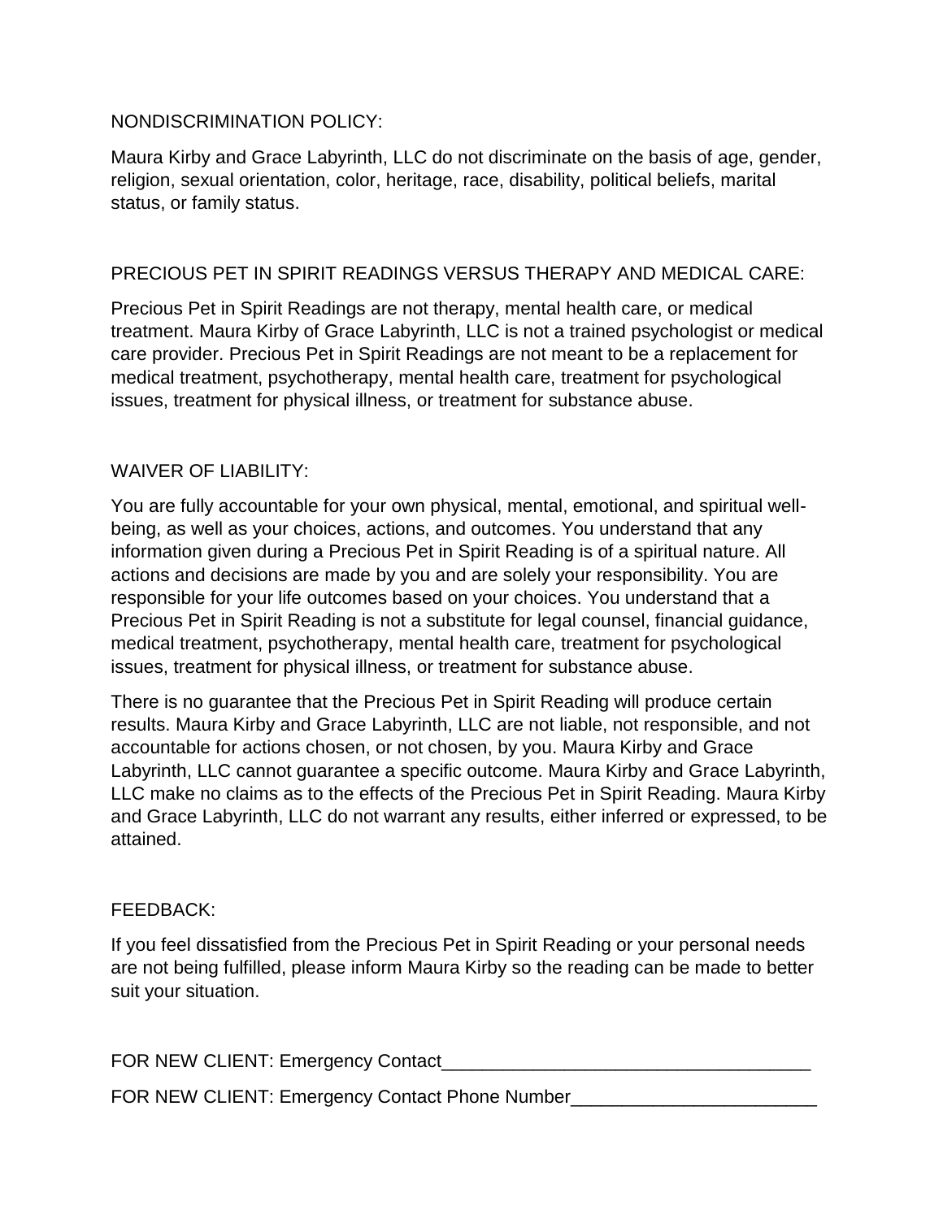NONDISCRIMINATION POLICY:

Maura Kirby and Grace Labyrinth, LLC do not discriminate on the basis of age, gender, religion, sexual orientation, color, heritage, race, disability, political beliefs, marital status, or family status.

PRECIOUS PET IN SPIRIT READINGS VERSUS THERAPY AND MEDICAL CARE:

Precious Pet in Spirit Readings are not therapy, mental health care, or medical treatment. Maura Kirby of Grace Labyrinth, LLC is not a trained psychologist or medical care provider. Precious Pet in Spirit Readings are not meant to be a replacement for medical treatment, psychotherapy, mental health care, treatment for psychological issues, treatment for physical illness, or treatment for substance abuse.

WAIVER OF LIABILITY:

You are fully accountable for your own physical, mental, emotional, and spiritual well-being, as well as your choices, actions, and outcomes. You understand that any information given during a Precious Pet in Spirit Reading is of a spiritual nature. All actions and decisions are made by you and are solely your responsibility. You are responsible for your life outcomes based on your choices. You understand that a Precious Pet in Spirit Reading is not a substitute for legal counsel, financial guidance, medical treatment, psychotherapy, mental health care, treatment for psychological issues, treatment for physical illness, or treatment for substance abuse.

There is no guarantee that the Precious Pet in Spirit Reading will produce certain results. Maura Kirby and Grace Labyrinth, LLC are not liable, not responsible, and not accountable for actions chosen, or not chosen, by you. Maura Kirby and Grace Labyrinth, LLC cannot guarantee a specific outcome. Maura Kirby and Grace Labyrinth, LLC make no claims as to the effects of the Precious Pet in Spirit Reading. Maura Kirby and Grace Labyrinth, LLC do not warrant any results, either inferred or expressed, to be attained.

FEEDBACK:

If you feel dissatisfied from the Precious Pet in Spirit Reading or your personal needs are not being fulfilled, please inform Maura Kirby so the reading can be made to better suit your situation.

FOR NEW CLIENT: Emergency Contact____________________________________

FOR NEW CLIENT: Emergency Contact Phone Number________________________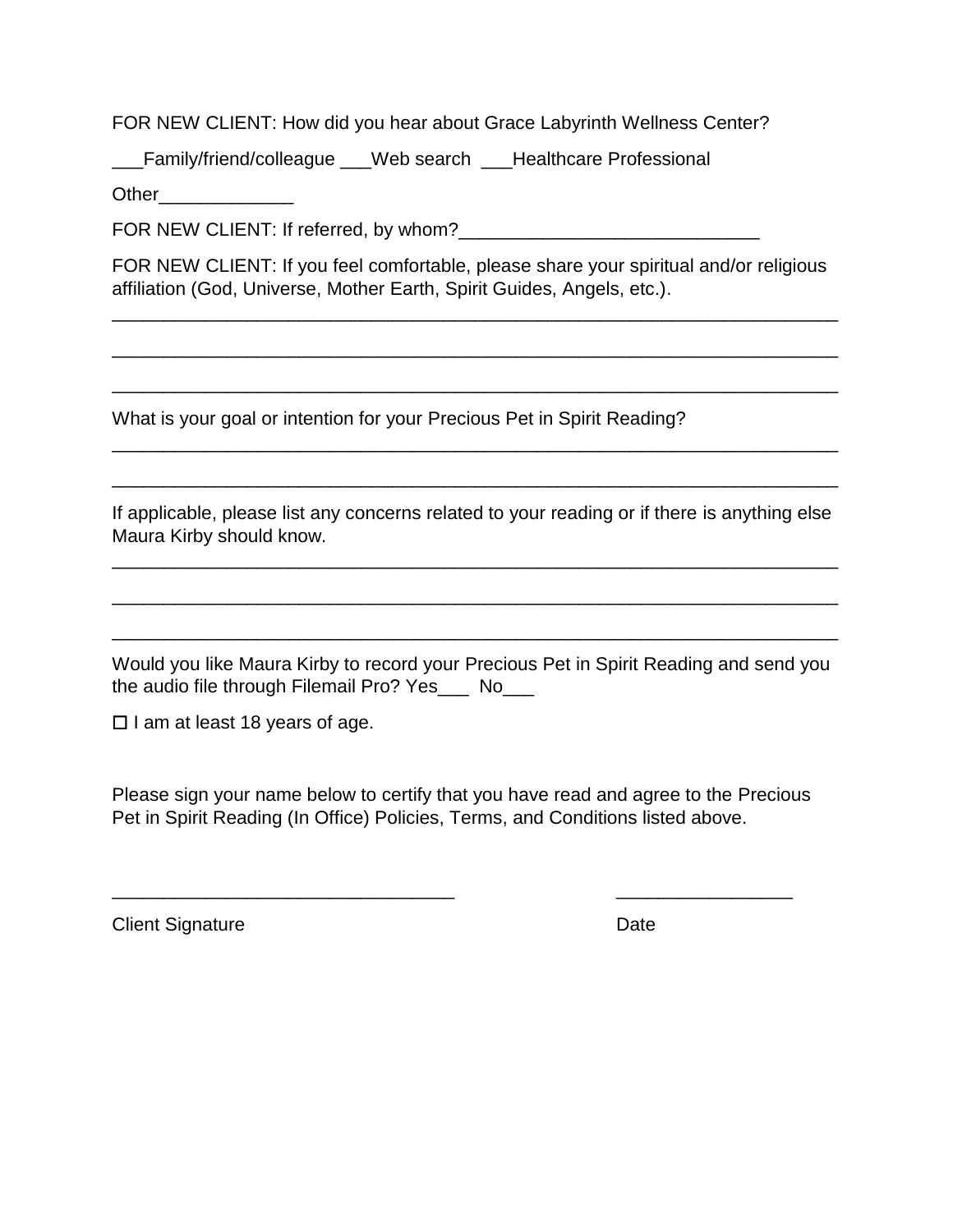FOR NEW CLIENT: How did you hear about Grace Labyrinth Wellness Center?

___Family/friend/colleague ___Web search ___Healthcare Professional

Other_____________

FOR NEW CLIENT: If referred, by whom?_____________________________

FOR NEW CLIENT: If you feel comfortable, please share your spiritual and/or religious affiliation (God, Universe, Mother Earth, Spirit Guides, Angels, etc.).

________________________________________________________________________

________________________________________________________________________

________________________________________________________________________

What is your goal or intention for your Precious Pet in Spirit Reading?

________________________________________________________________________

________________________________________________________________________

If applicable, please list any concerns related to your reading or if there is anything else Maura Kirby should know.

________________________________________________________________________

________________________________________________________________________

________________________________________________________________________

Would you like Maura Kirby to record your Precious Pet in Spirit Reading and send you the audio file through Filemail Pro? Yes___ No___

☐ I am at least 18 years of age.

Please sign your name below to certify that you have read and agree to the Precious Pet in Spirit Reading (In Office) Policies, Terms, and Conditions listed above.

_________________________________ _________________

Client Signature Date